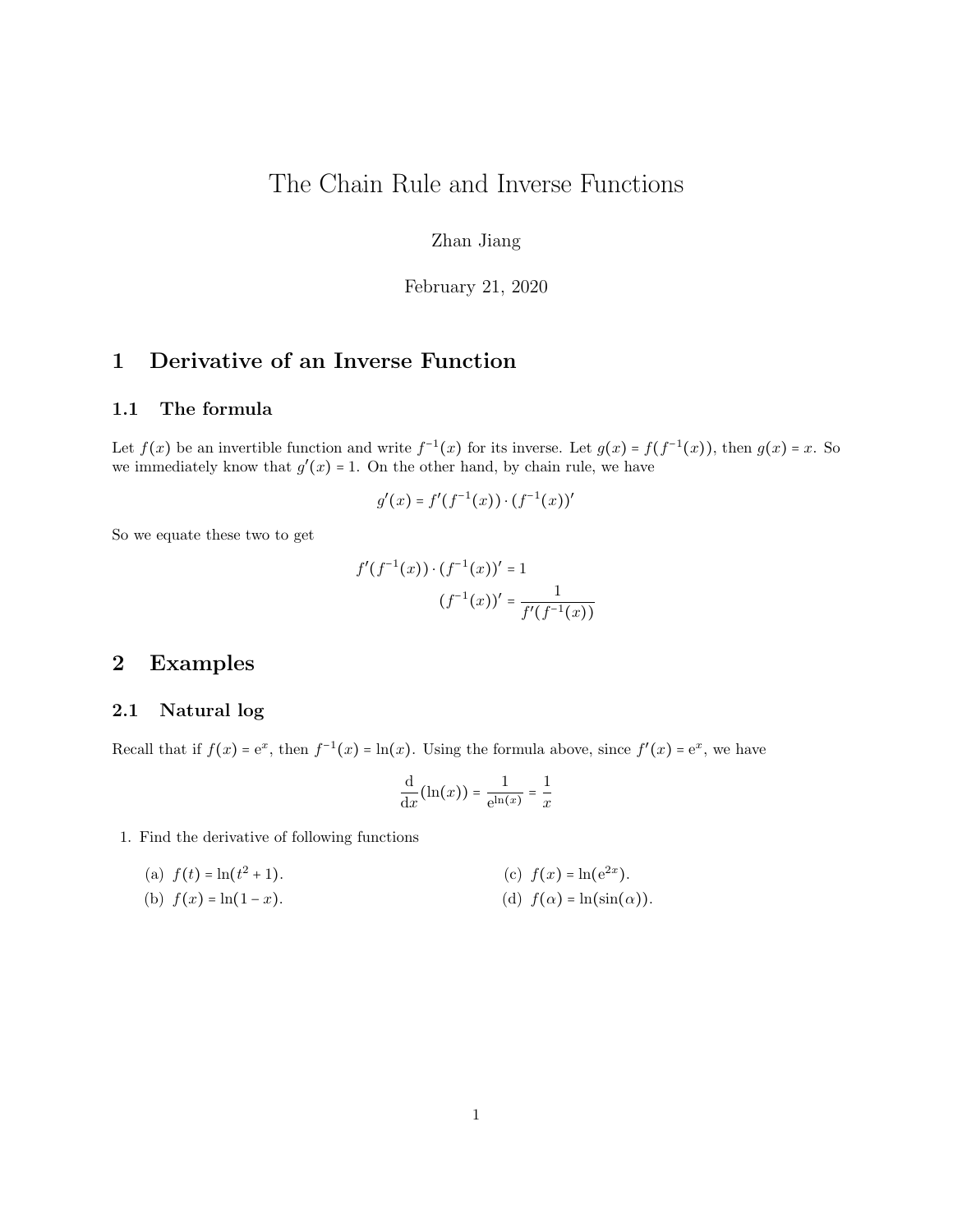# The Chain Rule and Inverse Functions

Zhan Jiang

February 21, 2020

## 1 Derivative of an Inverse Function

### 1.1 The formula

Let $f(x)$ be an invertible function and write $f^{-1}(x)$ for its inverse. Let $g(x) = f(f^{-1}(x))$, then $g(x) = x$. So we immediately know that $g'(x) = 1$. On the other hand, by chain rule, we have

$$g'(x) = f'(f^{-1}(x)) \cdot (f^{-1}(x))'$$

So we equate these two to get

$$\begin{aligned} f'(f^{-1}(x)) \cdot (f^{-1}(x))' &= 1 \\ (f^{-1}(x))' &= \frac{1}{f'(f^{-1}(x))} \end{aligned}$$

## 2 Examples

### 2.1 Natural log

Recall that if $f(x) = \mathrm{e}^x$, then $f^{-1}(x) = \ln(x)$. Using the formula above, since $f'(x) = \mathrm{e}^x$, we have

$$\frac{\mathrm{d}}{\mathrm{d}x}(\ln(x)) = \frac{1}{\mathrm{e}^{\ln(x)}} = \frac{1}{x}$$

1. Find the derivative of following functions

   (a) $f(t) = \ln(t^2 + 1)$.

   (b) $f(x) = \ln(1 - x)$.

   (c) $f(x) = \ln(\mathrm{e}^{2x})$.

   (d) $f(\alpha) = \ln(\sin(\alpha))$.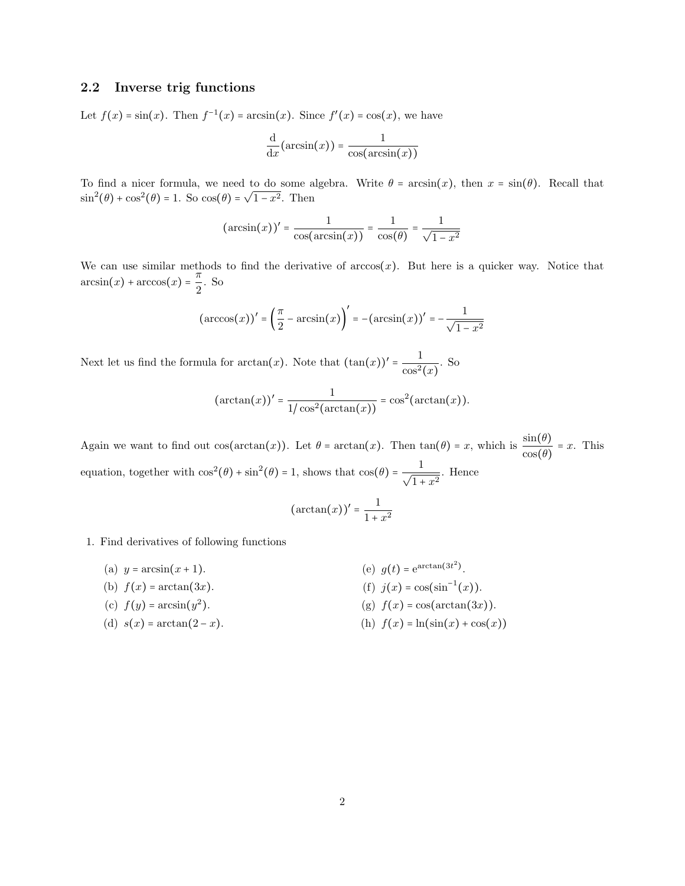## 2.2 Inverse trig functions

Let $f(x) = \sin(x)$. Then $f^{-1}(x) = \arcsin(x)$. Since $f'(x) = \cos(x)$, we have

$$\frac{\mathrm{d}}{\mathrm{d}x}(\arcsin(x)) = \frac{1}{\cos(\arcsin(x))}$$

To find a nicer formula, we need to do some algebra. Write $\theta = \arcsin(x)$, then $x = \sin(\theta)$. Recall that $\sin^2(\theta) + \cos^2(\theta) = 1$. So $\cos(\theta) = \sqrt{1 - x^2}$. Then

$$(\arcsin(x))' = \frac{1}{\cos(\arcsin(x))} = \frac{1}{\cos(\theta)} = \frac{1}{\sqrt{1 - x^2}}$$

We can use similar methods to find the derivative of $\arccos(x)$. But here is a quicker way. Notice that $\arcsin(x) + \arccos(x) = \frac{\pi}{2}$. So

$$(\arccos(x))' = \left(\frac{\pi}{2} - \arcsin(x)\right)' = -(\arcsin(x))' = -\frac{1}{\sqrt{1 - x^2}}$$

Next let us find the formula for $\arctan(x)$. Note that $(\tan(x))' = \frac{1}{\cos^2(x)}$. So

$$(\arctan(x))' = \frac{1}{1/\cos^2(\arctan(x))} = \cos^2(\arctan(x)).$$

Again we want to find out $\cos(\arctan(x))$. Let $\theta = \arctan(x)$. Then $\tan(\theta) = x$, which is $\frac{\sin(\theta)}{\cos(\theta)} = x$. This equation, together with $\cos^2(\theta) + \sin^2(\theta) = 1$, shows that $\cos(\theta) = \frac{1}{\sqrt{1 + x^2}}$. Hence

$$(\arctan(x))' = \frac{1}{1 + x^2}$$

1. Find derivatives of following functions

   (a) $y = \arcsin(x + 1)$.

   (b) $f(x) = \arctan(3x)$.

   (c) $f(y) = \arcsin(y^2)$.

   (d) $s(x) = \arctan(2 - x)$.

   (e) $g(t) = \mathrm{e}^{\arctan(3t^2)}$.

   (f) $j(x) = \cos(\sin^{-1}(x))$.

   (g) $f(x) = \cos(\arctan(3x))$.

   (h) $f(x) = \ln(\sin(x) + \cos(x))$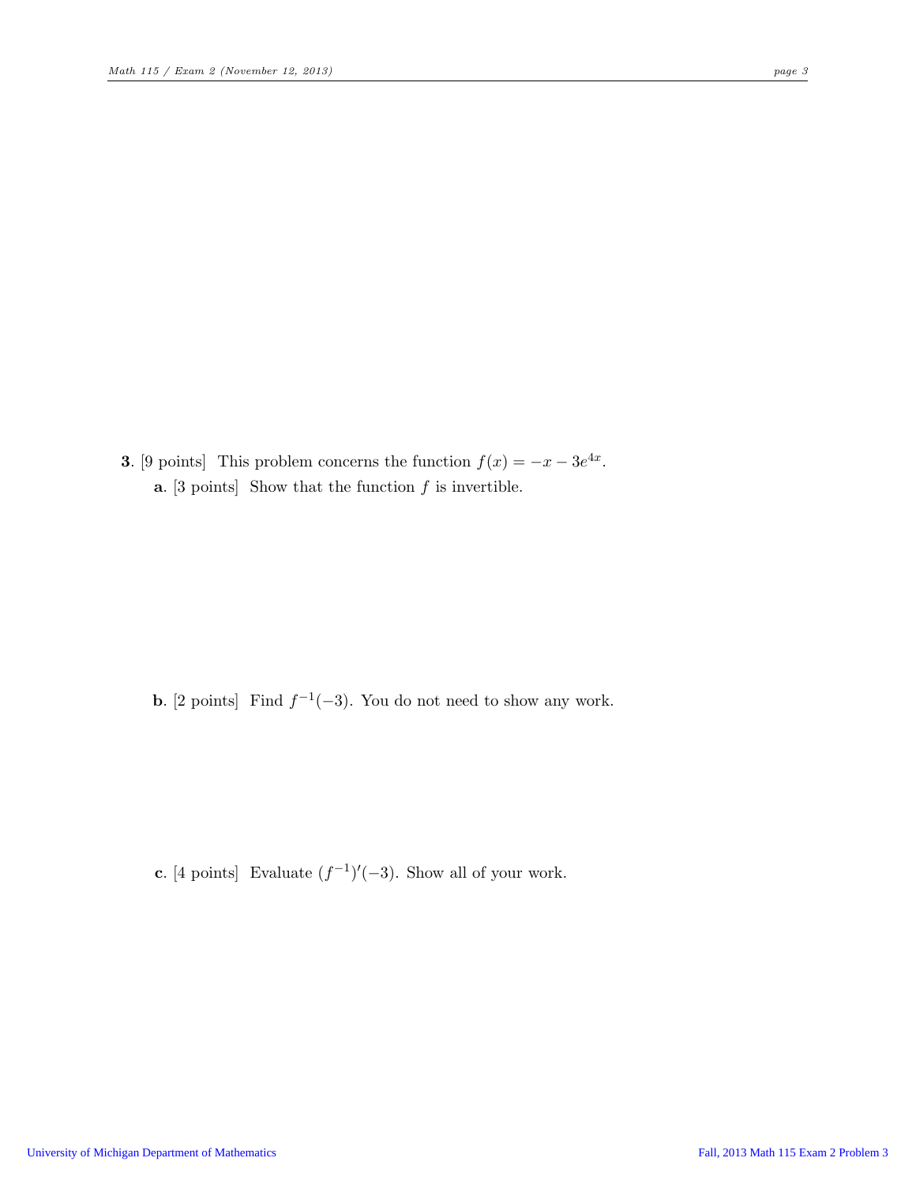**3**. [9 points] This problem concerns the function $f(x) = -x - 3e^{4x}$.

**a**. [3 points] Show that the function $f$ is invertible.

**b**. [2 points] Find $f^{-1}(-3)$. You do not need to show any work.

**c**. [4 points] Evaluate $(f^{-1})'(-3)$. Show all of your work.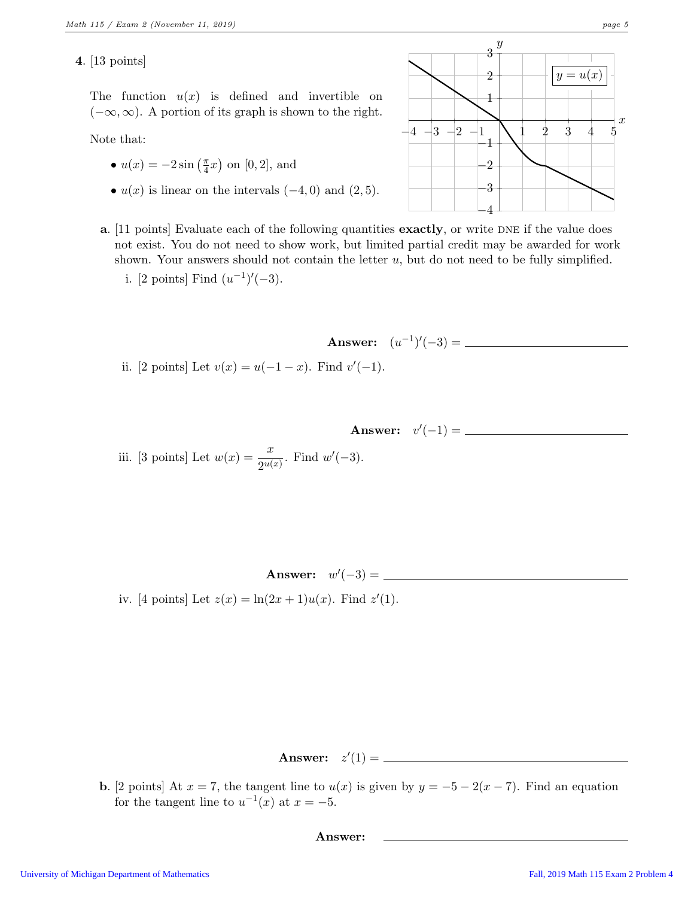**4**. [13 points]

The function $u(x)$ is defined and invertible on $(-\infty, \infty)$. A portion of its graph is shown to the right.

Note that:

- $u(x) = -2\sin\left(\frac{\pi}{4}x\right)$ on $[0, 2]$, and
- $u(x)$ is linear on the intervals $(-4, 0)$ and $(2, 5)$.

$y = u(x)$

y

x

3
2
1
−1
−2
−3
−4

−4 −3 −2 −1 1 2 3 4 5

**a**. [11 points] Evaluate each of the following quantities **exactly**, or write DNE if the value does not exist. You do not need to show work, but limited partial credit may be awarded for work shown. Your answers should not contain the letter $u$, but do not need to be fully simplified.

i. [2 points] Find $(u^{-1})'(-3)$.

**Answer:** $(u^{-1})'(-3) =$ \_\_\_\_\_\_\_\_\_\_\_\_\_\_\_\_\_\_\_\_

ii. [2 points] Let $v(x) = u(-1 - x)$. Find $v'(-1)$.

**Answer:** $v'(-1) =$ \_\_\_\_\_\_\_\_\_\_\_\_\_\_\_\_\_\_\_\_

iii. [3 points] Let $w(x) = \dfrac{x}{2^{u(x)}}$. Find $w'(-3)$.

**Answer:** $w'(-3) =$ \_\_\_\_\_\_\_\_\_\_\_\_\_\_\_\_\_\_\_\_

iv. [4 points] Let $z(x) = \ln(2x + 1)u(x)$. Find $z'(1)$.

**Answer:** $z'(1) =$ \_\_\_\_\_\_\_\_\_\_\_\_\_\_\_\_\_\_\_\_

**b**. [2 points] At $x = 7$, the tangent line to $u(x)$ is given by $y = -5 - 2(x - 7)$. Find an equation for the tangent line to $u^{-1}(x)$ at $x = -5$.

**Answer:** \_\_\_\_\_\_\_\_\_\_\_\_\_\_\_\_\_\_\_\_